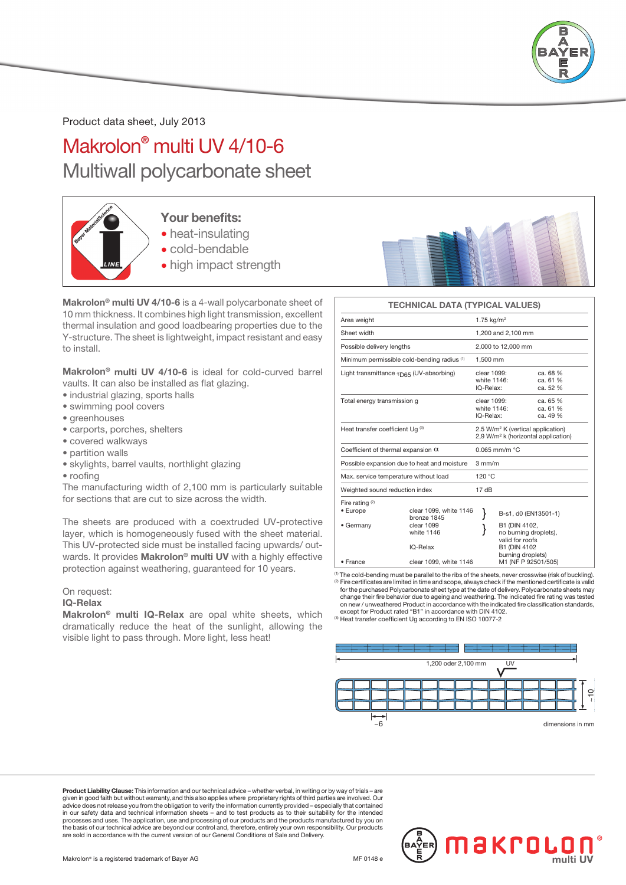Product data sheet, July 2013

# Makrolon® multi UV 4/10-6

## Multiwall polycarbonate sheet

### Your benefits:
- heat-insulating
- cold-bendable
- high impact strength

**Makrolon® multi UV 4/10-6** is a 4-wall polycarbonate sheet of 10 mm thickness. It combines high light transmission, excellent thermal insulation and good loadbearing properties due to the Y-structure. The sheet is lightweight, impact resistant and easy to install.

**Makrolon® multi UV 4/10-6** is ideal for cold-curved barrel vaults. It can also be installed as flat glazing.

- industrial glazing, sports halls
- swimming pool covers
- greenhouses
- carports, porches, shelters
- covered walkways
- partition walls
- skylights, barrel vaults, northlight glazing
- roofing

The manufacturing width of 2,100 mm is particularly suitable for sections that are cut to size across the width.

The sheets are produced with a coextruded UV-protective layer, which is homogeneously fused with the sheet material. This UV-protected side must be installed facing upwards/ outwards. It provides **Makrolon® multi UV** with a highly effective protection against weathering, guaranteed for 10 years.

On request:
**IQ-Relax**
**Makrolon® multi IQ-Relax** are opal white sheets, which dramatically reduce the heat of the sunlight, allowing the visible light to pass through. More light, less heat!

| TECHNICAL DATA (TYPICAL VALUES) | | |
|---|---|---|
| Area weight | 1.75 kg/m² | |
| Sheet width | 1,200 and 2,100 mm | |
| Possible delivery lengths | 2,000 to 12,000 mm | |
| Minimum permissible cold-bending radius [1] | 1,500 mm | |
| Light transmittance $\tau_{D65}$ (UV-absorbing) | clear 1099:<br>white 1146:<br>IQ-Relax: | ca. 68 %<br>ca. 61 %<br>ca. 52 % |
| Total energy transmission g | clear 1099:<br>white 1146:<br>IQ-Relax: | ca. 65 %<br>ca. 61 %<br>ca. 49 % |
| Heat transfer coefficient Ug [3] | 2.5 W/m² K (vertical application)<br>2,9 W/m² k (horizontal application) | |
| Coefficient of thermal expansion $\alpha$ | 0.065 mm/m °C | |
| Possible expansion due to heat and moisture | 3 mm/m | |
| Max. service temperature without load | 120 °C | |
| Weighted sound reduction index | 17 dB | |
| Fire rating [2] | | |
| • Europe | clear 1099, white 1146<br>bronze 1845 | B-s1, d0 (EN13501-1) |
| • Germany | clear 1099<br>white 1146 | B1 (DIN 4102,<br>no burning droplets),<br>valid for roofs |
| | IQ-Relax | B1 (DIN 4102<br>burning droplets) |
| • France | clear 1099, white 1146 | M1 (NF P 92501/505) |

[1] The cold-bending must be parallel to the ribs of the sheets, never crosswise (risk of buckling).
[2] Fire certificates are limited in time and scope, always check if the mentioned certificate is valid for the purchased Polycarbonate sheet type at the date of delivery. Polycarbonate sheets may change their fire behavior due to ageing and weathering. The indicated fire rating was tested on new / unweathered Product in accordance with the indicated fire classification standards, except for Product rated "B1" in accordance with DIN 4102.
[3] Heat transfer coefficient Ug according to EN ISO 10077-2

1,200 oder 2,100 mm — UV — ~10 — ~6

dimensions in mm

**Product Liability Clause:** This information and our technical advice – whether verbal, in writing or by way of trials – are given in good faith but without warranty, and this also applies where proprietary rights of third parties are involved. Our advice does not release you from the obligation to verify the information currently provided – especially that contained in our safety data and technical information sheets – and to test products as to their suitability for the intended processes and uses. The application, use and processing of our products and the products manufactured by you on the basis of our technical advice are beyond our control and, therefore, entirely your own responsibility. Our products are sold in accordance with the current version of our General Conditions of Sale and Delivery.

Makrolon® is a registered trademark of Bayer AG

MF 0148 e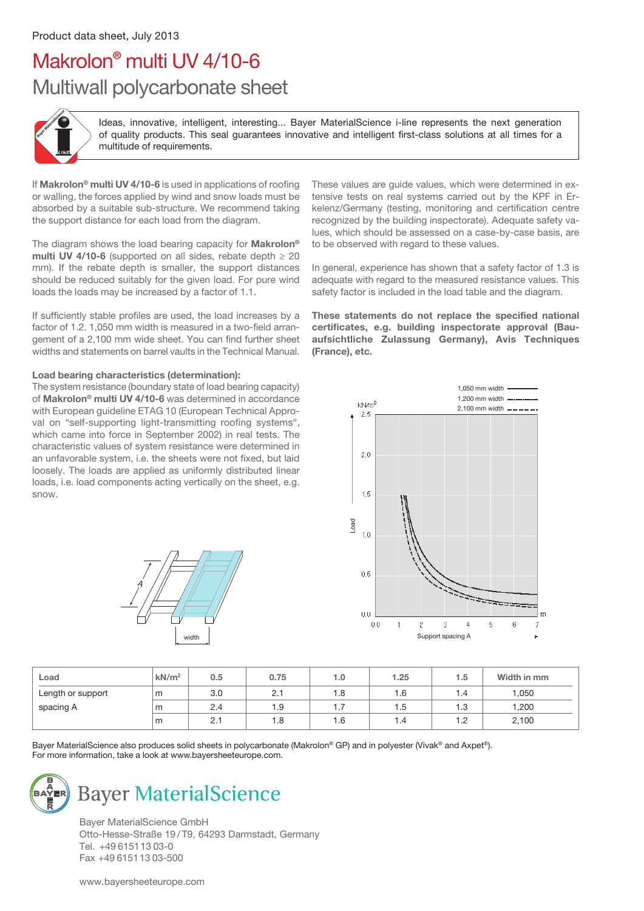Product data sheet, July 2013

# Makrolon® multi UV 4/10-6

## Multiwall polycarbonate sheet

Ideas, innovative, intelligent, interesting... Bayer MaterialScience i-line represents the next generation of quality products. This seal guarantees innovative and intelligent first-class solutions at all times for a multitude of requirements.

If **Makrolon® multi UV 4/10-6** is used in applications of roofing or walling, the forces applied by wind and snow loads must be absorbed by a suitable sub-structure. We recommend taking the support distance for each load from the diagram.

The diagram shows the load bearing capacity for **Makrolon® multi UV 4/10-6** (supported on all sides, rebate depth ≥ 20 mm). If the rebate depth is smaller, the support distances should be reduced suitably for the given load. For pure wind loads the loads may be increased by a factor of 1.1.

If sufficiently stable profiles are used, the load increases by a factor of 1.2. 1,050 mm width is measured in a two-field arrangement of a 2,100 mm wide sheet. You can find further sheet widths and statements on barrel vaults in the Technical Manual.

**Load bearing characteristics (determination):**
The system resistance (boundary state of load bearing capacity) of **Makrolon® multi UV 4/10-6** was determined in accordance with European guideline ETAG 10 (European Technical Approval on "self-supporting light-transmitting roofing systems", which came into force in September 2002) in real tests. The characteristic values of system resistance were determined in an unfavorable system, i.e. the sheets were not fixed, but laid loosely. The loads are applied as uniformly distributed linear loads, i.e. load components acting vertically on the sheet, e.g. snow.

These values are guide values, which were determined in extensive tests on real systems carried out by the KPF in Erkelenz/Germany (testing, monitoring and certification centre recognized by the building inspectorate). Adequate safety values, which should be assessed on a case-by-case basis, are to be observed with regard to these values.

In general, experience has shown that a safety factor of 1.3 is adequate with regard to the measured resistance values. This safety factor is included in the load table and the diagram.

**These statements do not replace the specified national certificates, e.g. building inspectorate approval (Bauaufsichtliche Zulassung Germany), Avis Techniques (France), etc.**

A

width

1,050 mm width
1,200 mm width
2,100 mm width

kN/m²
2.5
2.0
1.5
1.0
0.5
0.0
Load

0.0 1 2 3 4 5 6 7 m
Support spacing A

| Load | kN/m² | 0.5 | 0.75 | 1.0 | 1.25 | 1.5 | Width in mm |
|---|---|---|---|---|---|---|---|
| Length or support spacing A | m | 3.0 | 2.1 | 1.8 | 1.6 | 1.4 | 1,050 |
| | m | 2.4 | 1.9 | 1.7 | 1.5 | 1.3 | 1,200 |
| | m | 2.1 | 1.8 | 1.6 | 1.4 | 1.2 | 2,100 |

Bayer MaterialScience also produces solid sheets in polycarbonate (Makrolon® GP) and in polyester (Vivak® and Axpet®).
For more information, take a look at www.bayersheeteurope.com.

Bayer MaterialScience

Bayer MaterialScience GmbH
Otto-Hesse-Straße 19/T9, 64293 Darmstadt, Germany
Tel. +49 6151 13 03-0
Fax +49 6151 13 03-500

www.bayersheeteurope.com